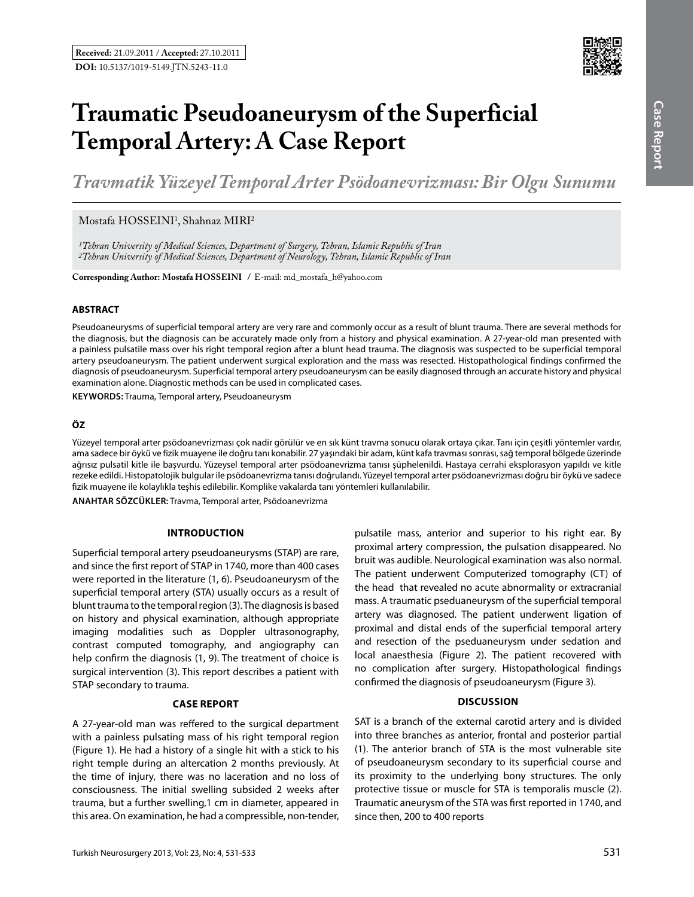**Received:** 21.09.2011 / **Accepted:** 27.10.2011

**DOI:** 10.5137/1019-5149.JTN.5243-11.0

# Traumatic Pseudoaneurysm of the Superficial Temporal Artery: A Case Report

## *Travmatik Yüzeyel Temporal Arter Psödoanevrizması: Bir Olgu Sunumu*

Mostafa HOSSEINI[1], Shahnaz MIRI[2]

*[1]Tehran University of Medical Sciences, Department of Surgery, Tehran, Islamic Republic of Iran*
*[2]Tehran University of Medical Sciences, Department of Neurology, Tehran, Islamic Republic of Iran*

**Corresponding Author: Mostafa HOSSEINI** / E-mail: md_mostafa_h@yahoo.com

### ABSTRACT

Pseudoaneurysms of superficial temporal artery are very rare and commonly occur as a result of blunt trauma. There are several methods for the diagnosis, but the diagnosis can be accurately made only from a history and physical examination. A 27-year-old man presented with a painless pulsatile mass over his right temporal region after a blunt head trauma. The diagnosis was suspected to be superficial temporal artery pseudoaneurysm. The patient underwent surgical exploration and the mass was resected. Histopathological findings confirmed the diagnosis of pseudoaneurysm. Superficial temporal artery pseudoaneurysm can be easily diagnosed through an accurate history and physical examination alone. Diagnostic methods can be used in complicated cases.

**KEYWORDS:** Trauma, Temporal artery, Pseudoaneurysm

### ÖZ

Yüzeyel temporal arter psödoanevrizması çok nadir görülür ve en sık künt travma sonucu olarak ortaya çıkar. Tanı için çeşitli yöntemler vardır, ama sadece bir öykü ve fizik muayene ile doğru tanı konabilir. 27 yaşındaki bir adam, künt kafa travması sonrası, sağ temporal bölgede üzerinde ağrısız pulsatil kitle ile başvurdu. Yüzeysel temporal arter psödoanevrizma tanısı şüphelenildi. Hastaya cerrahi eksplorasyon yapıldı ve kitle rezeke edildi. Histopatolojik bulgular ile psödoanevrizma tanısı doğrulandı. Yüzeyel temporal arter psödoanevrizması doğru bir öykü ve sadece fizik muayene ile kolaylıkla teşhis edilebilir. Komplike vakalarda tanı yöntemleri kullanılabilir.

**ANAHTAR SÖZCÜKLER:** Travma, Temporal arter, Psödoanevrizma

## INTRODUCTION

Superficial temporal artery pseudoaneurysms (STAP) are rare, and since the first report of STAP in 1740, more than 400 cases were reported in the literature (1, 6). Pseudoaneurysm of the superficial temporal artery (STA) usually occurs as a result of blunt trauma to the temporal region (3). The diagnosis is based on history and physical examination, although appropriate imaging modalities such as Doppler ultrasonography, contrast computed tomography, and angiography can help confirm the diagnosis (1, 9). The treatment of choice is surgical intervention (3). This report describes a patient with STAP secondary to trauma.

## CASE REPORT

A 27-year-old man was reffered to the surgical department with a painless pulsating mass of his right temporal region (Figure 1). He had a history of a single hit with a stick to his right temple during an altercation 2 months previously. At the time of injury, there was no laceration and no loss of consciousness. The initial swelling subsided 2 weeks after trauma, but a further swelling,1 cm in diameter, appeared in this area. On examination, he had a compressible, non-tender, pulsatile mass, anterior and superior to his right ear. By proximal artery compression, the pulsation disappeared. No bruit was audible. Neurological examination was also normal. The patient underwent Computerized tomography (CT) of the head that revealed no acute abnormality or extracranial mass. A traumatic pseduaneurysm of the superficial temporal artery was diagnosed. The patient underwent ligation of proximal and distal ends of the superficial temporal artery and resection of the pseduaneurysm under sedation and local anaesthesia (Figure 2). The patient recovered with no complication after surgery. Histopathological findings confirmed the diagnosis of pseudoaneurysm (Figure 3).

## DISCUSSION

SAT is a branch of the external carotid artery and is divided into three branches as anterior, frontal and posterior partial (1). The anterior branch of STA is the most vulnerable site of pseudoaneurysm secondary to its superficial course and its proximity to the underlying bony structures. The only protective tissue or muscle for STA is temporalis muscle (2). Traumatic aneurysm of the STA was first reported in 1740, and since then, 200 to 400 reports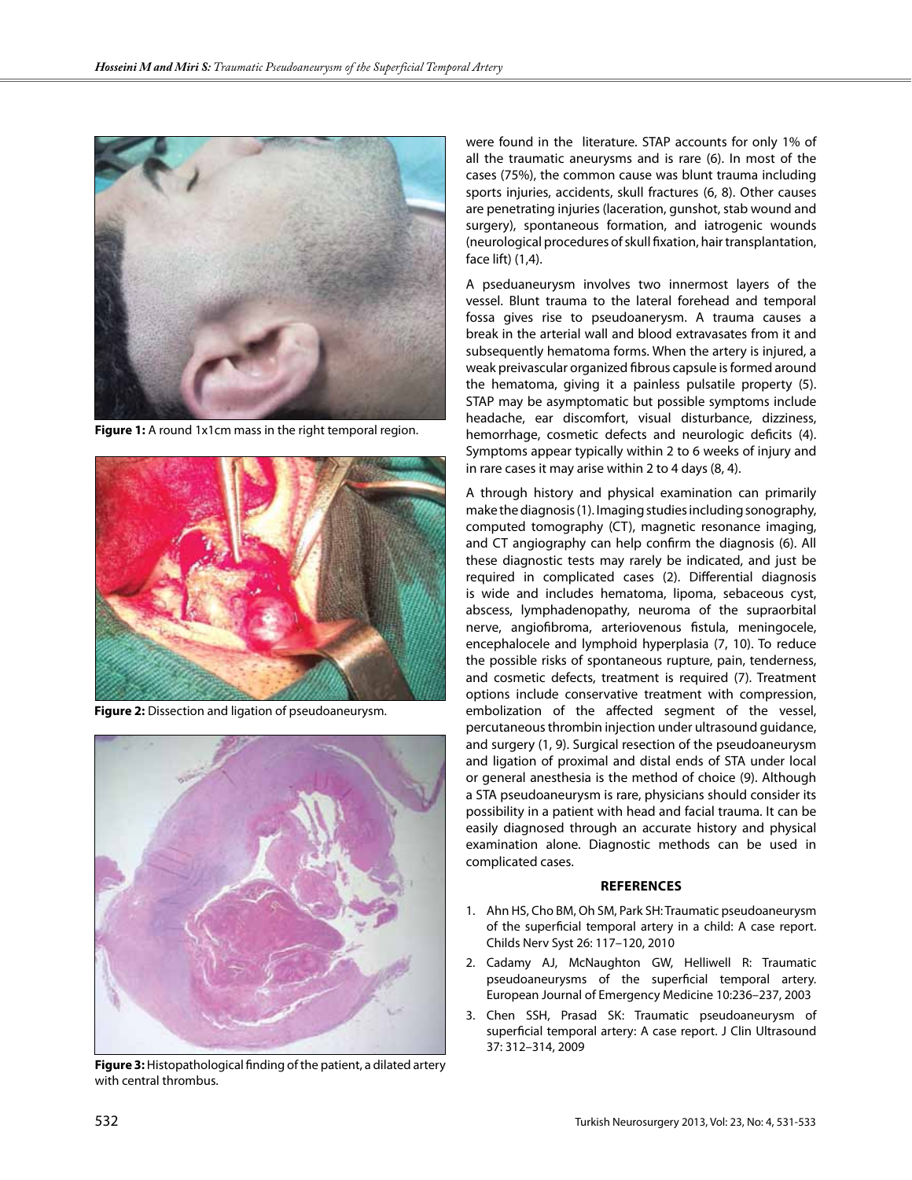**Figure 1:** A round 1x1cm mass in the right temporal region.

**Figure 2:** Dissection and ligation of pseudoaneurysm.

**Figure 3:** Histopathological finding of the patient, a dilated artery with central thrombus.

were found in the literature. STAP accounts for only 1% of all the traumatic aneurysms and is rare (6). In most of the cases (75%), the common cause was blunt trauma including sports injuries, accidents, skull fractures (6, 8). Other causes are penetrating injuries (laceration, gunshot, stab wound and surgery), spontaneous formation, and iatrogenic wounds (neurological procedures of skull fixation, hair transplantation, face lift) (1,4).

A pseduaneurysm involves two innermost layers of the vessel. Blunt trauma to the lateral forehead and temporal fossa gives rise to pseudoanerysm. A trauma causes a break in the arterial wall and blood extravasates from it and subsequently hematoma forms. When the artery is injured, a weak preivascular organized fibrous capsule is formed around the hematoma, giving it a painless pulsatile property (5). STAP may be asymptomatic but possible symptoms include headache, ear discomfort, visual disturbance, dizziness, hemorrhage, cosmetic defects and neurologic deficits (4). Symptoms appear typically within 2 to 6 weeks of injury and in rare cases it may arise within 2 to 4 days (8, 4).

A through history and physical examination can primarily make the diagnosis (1). Imaging studies including sonography, computed tomography (CT), magnetic resonance imaging, and CT angiography can help confirm the diagnosis (6). All these diagnostic tests may rarely be indicated, and just be required in complicated cases (2). Differential diagnosis is wide and includes hematoma, lipoma, sebaceous cyst, abscess, lymphadenopathy, neuroma of the supraorbital nerve, angiofibroma, arteriovenous fistula, meningocele, encephalocele and lymphoid hyperplasia (7, 10). To reduce the possible risks of spontaneous rupture, pain, tenderness, and cosmetic defects, treatment is required (7). Treatment options include conservative treatment with compression, embolization of the affected segment of the vessel, percutaneous thrombin injection under ultrasound guidance, and surgery (1, 9). Surgical resection of the pseudoaneurysm and ligation of proximal and distal ends of STA under local or general anesthesia is the method of choice (9). Although a STA pseudoaneurysm is rare, physicians should consider its possibility in a patient with head and facial trauma. It can be easily diagnosed through an accurate history and physical examination alone. Diagnostic methods can be used in complicated cases.

## REFERENCES

1. Ahn HS, Cho BM, Oh SM, Park SH: Traumatic pseudoaneurysm of the superficial temporal artery in a child: A case report. Childs Nerv Syst 26: 117–120, 2010
2. Cadamy AJ, McNaughton GW, Helliwell R: Traumatic pseudoaneurysms of the superficial temporal artery. European Journal of Emergency Medicine 10:236–237, 2003
3. Chen SSH, Prasad SK: Traumatic pseudoaneurysm of superficial temporal artery: A case report. J Clin Ultrasound 37: 312–314, 2009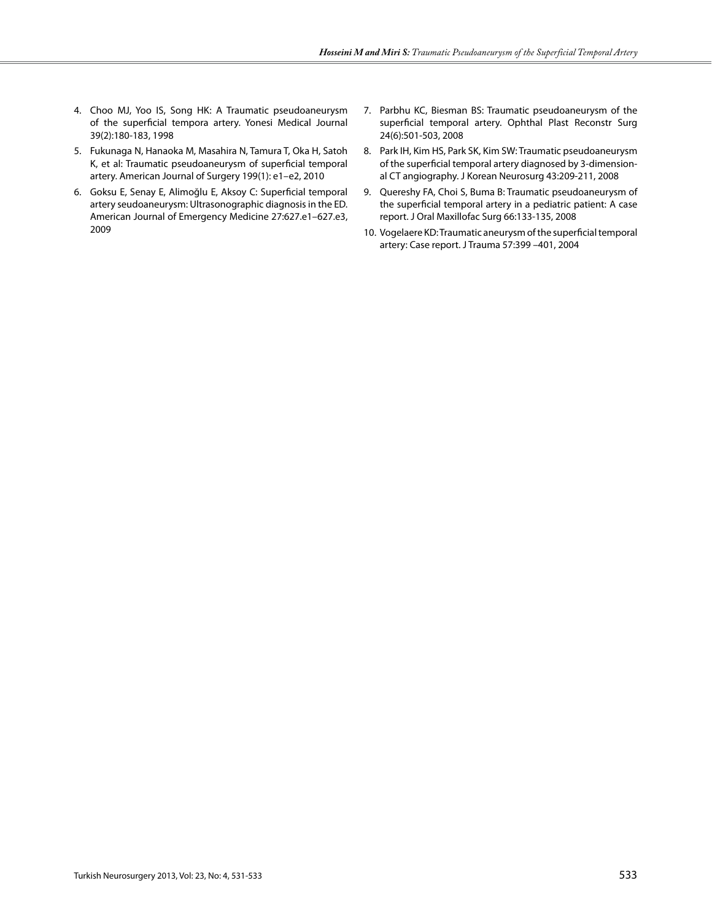4. Choo MJ, Yoo IS, Song HK: A Traumatic pseudoaneurysm of the superficial tempora artery. Yonesi Medical Journal 39(2):180-183, 1998
5. Fukunaga N, Hanaoka M, Masahira N, Tamura T, Oka H, Satoh K, et al: Traumatic pseudoaneurysm of superficial temporal artery. American Journal of Surgery 199(1): e1–e2, 2010
6. Goksu E, Senay E, Alimoğlu E, Aksoy C: Superficial temporal artery seudoaneurysm: Ultrasonographic diagnosis in the ED. American Journal of Emergency Medicine 27:627.e1–627.e3, 2009
7. Parbhu KC, Biesman BS: Traumatic pseudoaneurysm of the superficial temporal artery. Ophthal Plast Reconstr Surg 24(6):501-503, 2008
8. Park IH, Kim HS, Park SK, Kim SW: Traumatic pseudoaneurysm of the superficial temporal artery diagnosed by 3-dimensional CT angiography. J Korean Neurosurg 43:209-211, 2008
9. Quereshy FA, Choi S, Buma B: Traumatic pseudoaneurysm of the superficial temporal artery in a pediatric patient: A case report. J Oral Maxillofac Surg 66:133-135, 2008
10. Vogelaere KD: Traumatic aneurysm of the superficial temporal artery: Case report. J Trauma 57:399 –401, 2004